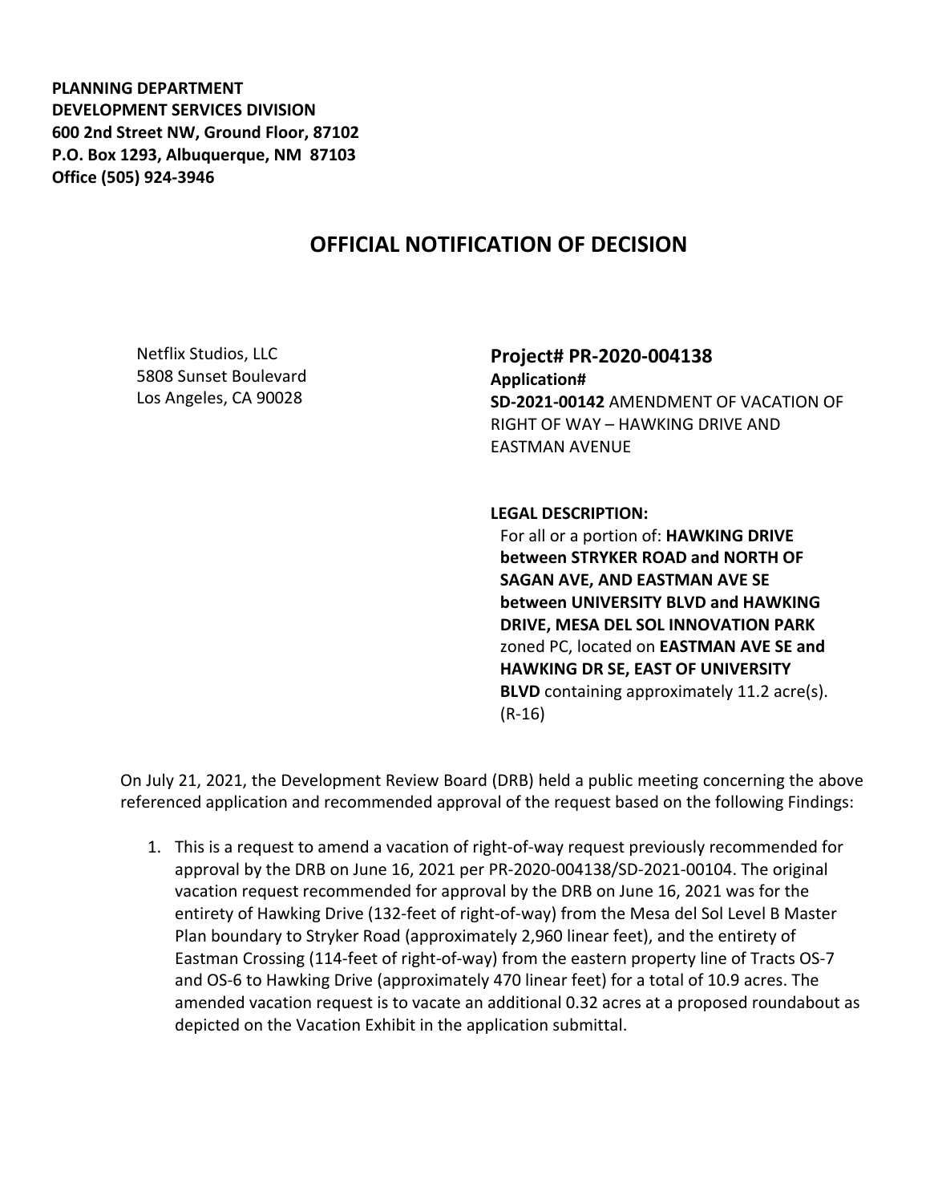**PLANNING DEPARTMENT**
**DEVELOPMENT SERVICES DIVISION**
**600 2nd Street NW, Ground Floor, 87102**
**P.O. Box 1293, Albuquerque, NM 87103**
**Office (505) 924-3946**

# OFFICIAL NOTIFICATION OF DECISION

Netflix Studios, LLC
5808 Sunset Boulevard
Los Angeles, CA 90028

## Project# PR-2020-004138

**Application#**
**SD-2021-00142** AMENDMENT OF VACATION OF RIGHT OF WAY – HAWKING DRIVE AND EASTMAN AVENUE

**LEGAL DESCRIPTION:**
For all or a portion of: **HAWKING DRIVE between STRYKER ROAD and NORTH OF SAGAN AVE, AND EASTMAN AVE SE between UNIVERSITY BLVD and HAWKING DRIVE, MESA DEL SOL INNOVATION PARK** zoned PC, located on **EASTMAN AVE SE and HAWKING DR SE, EAST OF UNIVERSITY BLVD** containing approximately 11.2 acre(s). (R-16)

On July 21, 2021, the Development Review Board (DRB) held a public meeting concerning the above referenced application and recommended approval of the request based on the following Findings:

1. This is a request to amend a vacation of right-of-way request previously recommended for approval by the DRB on June 16, 2021 per PR-2020-004138/SD-2021-00104. The original vacation request recommended for approval by the DRB on June 16, 2021 was for the entirety of Hawking Drive (132-feet of right-of-way) from the Mesa del Sol Level B Master Plan boundary to Stryker Road (approximately 2,960 linear feet), and the entirety of Eastman Crossing (114-feet of right-of-way) from the eastern property line of Tracts OS-7 and OS-6 to Hawking Drive (approximately 470 linear feet) for a total of 10.9 acres. The amended vacation request is to vacate an additional 0.32 acres at a proposed roundabout as depicted on the Vacation Exhibit in the application submittal.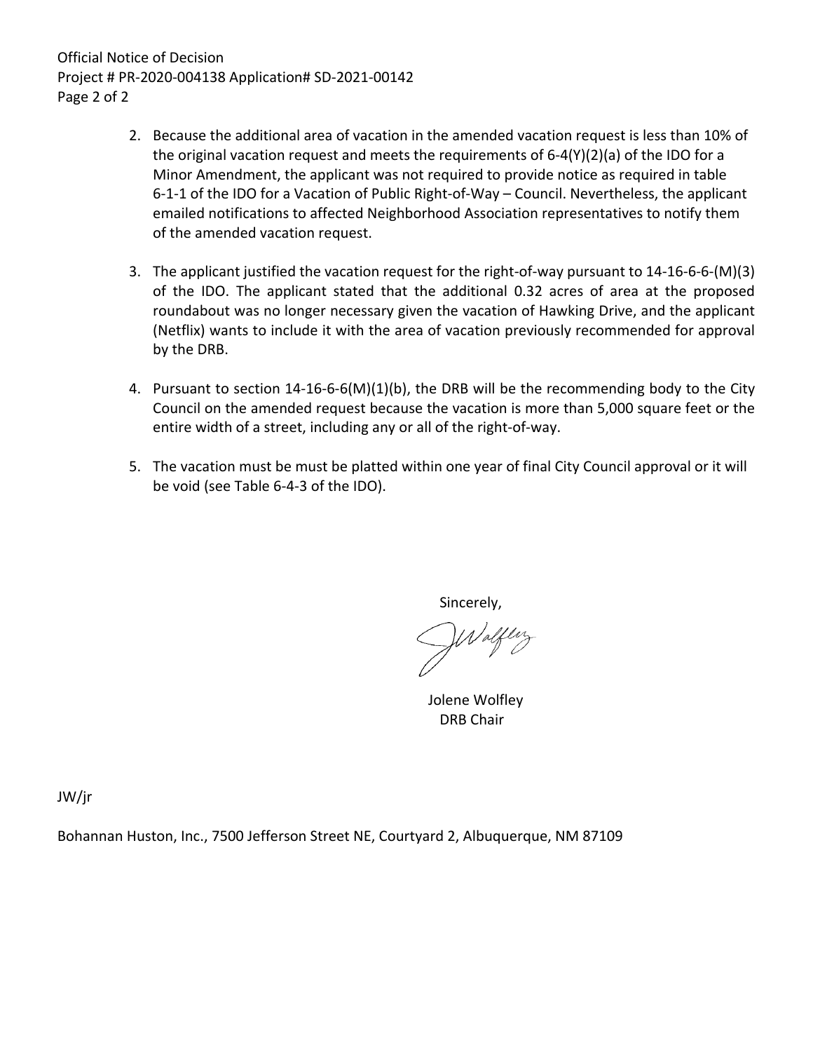2. Because the additional area of vacation in the amended vacation request is less than 10% of the original vacation request and meets the requirements of 6-4(Y)(2)(a) of the IDO for a Minor Amendment, the applicant was not required to provide notice as required in table 6-1-1 of the IDO for a Vacation of Public Right-of-Way – Council. Nevertheless, the applicant emailed notifications to affected Neighborhood Association representatives to notify them of the amended vacation request.

3. The applicant justified the vacation request for the right-of-way pursuant to 14-16-6-6-(M)(3) of the IDO. The applicant stated that the additional 0.32 acres of area at the proposed roundabout was no longer necessary given the vacation of Hawking Drive, and the applicant (Netflix) wants to include it with the area of vacation previously recommended for approval by the DRB.

4. Pursuant to section 14-16-6-6(M)(1)(b), the DRB will be the recommending body to the City Council on the amended request because the vacation is more than 5,000 square feet or the entire width of a street, including any or all of the right-of-way.

5. The vacation must be must be platted within one year of final City Council approval or it will be void (see Table 6-4-3 of the IDO).

Sincerely,

Jolene Wolfley
DRB Chair

JW/jr

Bohannan Huston, Inc., 7500 Jefferson Street NE, Courtyard 2, Albuquerque, NM 87109